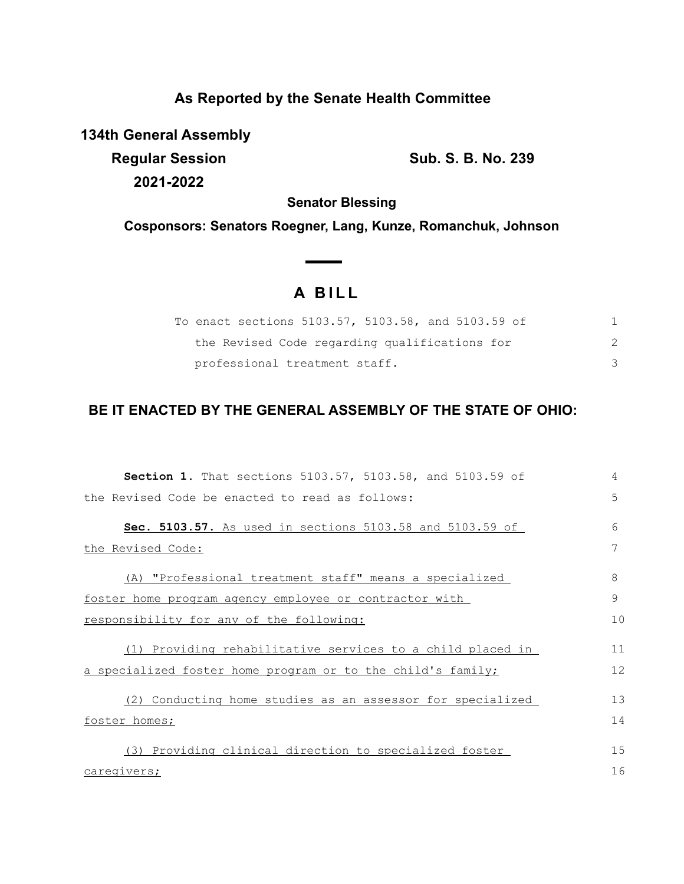**As Reported by the Senate Health Committee**

**134th General Assembly**

**Regular Session 2021-2022**

**Sub. S. B. No. 239**

**Senator Blessing**

**Cosponsors: Senators Roegner, Lang, Kunze, Romanchuk, Johnson**

# A BILL

To enact sections 5103.57, 5103.58, and 5103.59 of the Revised Code regarding qualifications for professional treatment staff.

**BE IT ENACTED BY THE GENERAL ASSEMBLY OF THE STATE OF OHIO:**

**Section 1.** That sections 5103.57, 5103.58, and 5103.59 of the Revised Code be enacted to read as follows:

**Sec. 5103.57.** As used in sections 5103.58 and 5103.59 of the Revised Code:

(A) "Professional treatment staff" means a specialized foster home program agency employee or contractor with responsibility for any of the following:

(1) Providing rehabilitative services to a child placed in a specialized foster home program or to the child's family;

(2) Conducting home studies as an assessor for specialized foster homes;

(3) Providing clinical direction to specialized foster caregivers;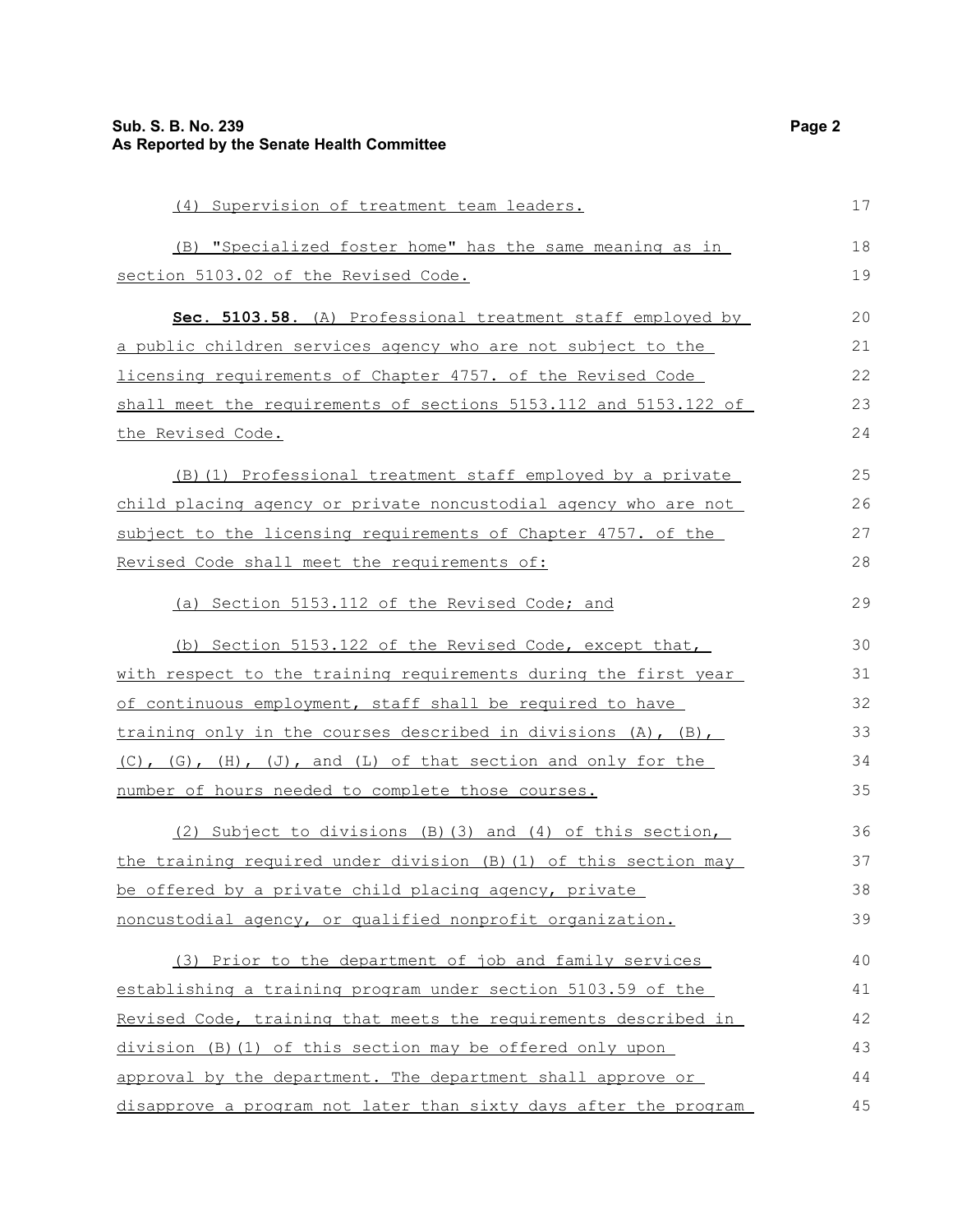(4) Supervision of treatment team leaders.

(B) "Specialized foster home" has the same meaning as in section 5103.02 of the Revised Code.

**Sec. 5103.58.** (A) Professional treatment staff employed by a public children services agency who are not subject to the licensing requirements of Chapter 4757. of the Revised Code shall meet the requirements of sections 5153.112 and 5153.122 of the Revised Code.

(B)(1) Professional treatment staff employed by a private child placing agency or private noncustodial agency who are not subject to the licensing requirements of Chapter 4757. of the Revised Code shall meet the requirements of:

(a) Section 5153.112 of the Revised Code; and

(b) Section 5153.122 of the Revised Code, except that, with respect to the training requirements during the first year of continuous employment, staff shall be required to have training only in the courses described in divisions (A), (B), (C), (G), (H), (J), and (L) of that section and only for the number of hours needed to complete those courses.

(2) Subject to divisions (B)(3) and (4) of this section, the training required under division (B)(1) of this section may be offered by a private child placing agency, private noncustodial agency, or qualified nonprofit organization.

(3) Prior to the department of job and family services establishing a training program under section 5103.59 of the Revised Code, training that meets the requirements described in division (B)(1) of this section may be offered only upon approval by the department. The department shall approve or disapprove a program not later than sixty days after the program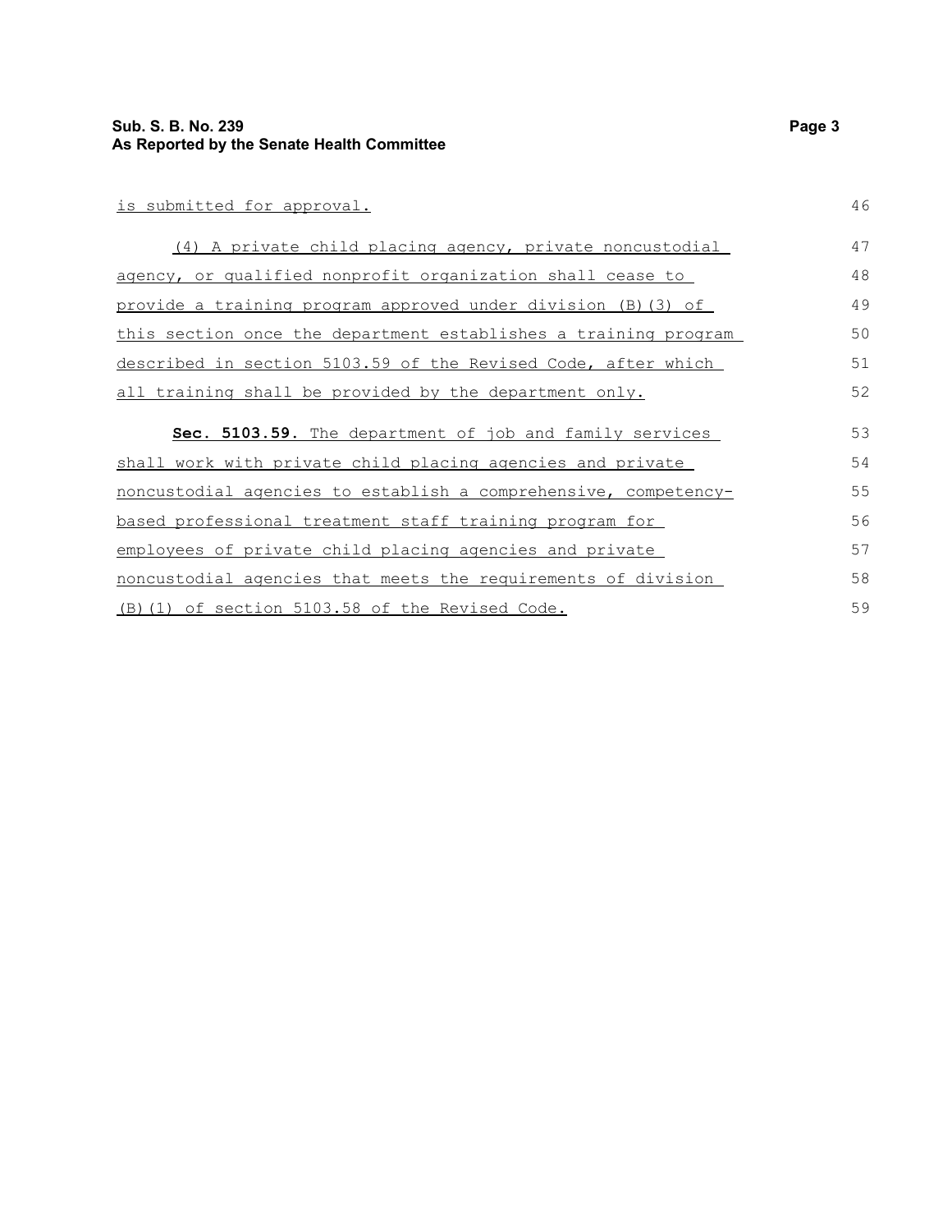is submitted for approval.

(4) A private child placing agency, private noncustodial agency, or qualified nonprofit organization shall cease to provide a training program approved under division (B)(3) of this section once the department establishes a training program described in section 5103.59 of the Revised Code, after which all training shall be provided by the department only.

**Sec. 5103.59.** The department of job and family services shall work with private child placing agencies and private noncustodial agencies to establish a comprehensive, competency-based professional treatment staff training program for employees of private child placing agencies and private noncustodial agencies that meets the requirements of division (B)(1) of section 5103.58 of the Revised Code.